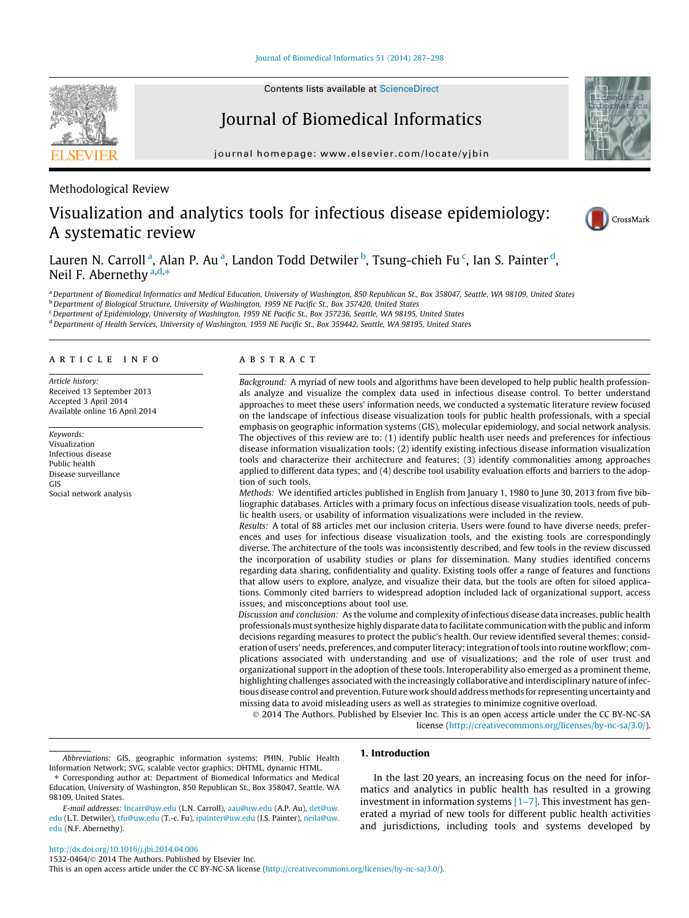Methodological Review

# Visualization and analytics tools for infectious disease epidemiology: A systematic review

Lauren N. Carroll [a], Alan P. Au [a], Landon Todd Detwiler [b], Tsung-chieh Fu [c], Ian S. Painter [d], Neil F. Abernethy [a,d,*]

[a] Department of Biomedical Informatics and Medical Education, University of Washington, 850 Republican St., Box 358047, Seattle, WA 98109, United States
[b] Department of Biological Structure, University of Washington, 1959 NE Pacific St., Box 357420, United States
[c] Department of Epidemiology, University of Washington, 1959 NE Pacific St., Box 357236, Seattle, WA 98195, United States
[d] Department of Health Services, University of Washington, 1959 NE Pacific St., Box 359442, Seattle, WA 98195, United States

**ARTICLE INFO**

*Article history:*
Received 13 September 2013
Accepted 3 April 2014
Available online 16 April 2014

*Keywords:*
Visualization
Infectious disease
Public health
Disease surveillance
GIS
Social network analysis

**ABSTRACT**

*Background:* A myriad of new tools and algorithms have been developed to help public health professionals analyze and visualize the complex data used in infectious disease control. To better understand approaches to meet these users' information needs, we conducted a systematic literature review focused on the landscape of infectious disease visualization tools for public health professionals, with a special emphasis on geographic information systems (GIS), molecular epidemiology, and social network analysis. The objectives of this review are to: (1) identify public health user needs and preferences for infectious disease information visualization tools; (2) identify existing infectious disease information visualization tools and characterize their architecture and features; (3) identify commonalities among approaches applied to different data types; and (4) describe tool usability evaluation efforts and barriers to the adoption of such tools.

*Methods:* We identified articles published in English from January 1, 1980 to June 30, 2013 from five bibliographic databases. Articles with a primary focus on infectious disease visualization tools, needs of public health users, or usability of information visualizations were included in the review.

*Results:* A total of 88 articles met our inclusion criteria. Users were found to have diverse needs, preferences and uses for infectious disease visualization tools, and the existing tools are correspondingly diverse. The architecture of the tools was inconsistently described, and few tools in the review discussed the incorporation of usability studies or plans for dissemination. Many studies identified concerns regarding data sharing, confidentiality and quality. Existing tools offer a range of features and functions that allow users to explore, analyze, and visualize their data, but the tools are often for siloed applications. Commonly cited barriers to widespread adoption included lack of organizational support, access issues, and misconceptions about tool use.

*Discussion and conclusion:* As the volume and complexity of infectious disease data increases, public health professionals must synthesize highly disparate data to facilitate communication with the public and inform decisions regarding measures to protect the public's health. Our review identified several themes: consideration of users' needs, preferences, and computer literacy; integration of tools into routine workflow; complications associated with understanding and use of visualizations; and the role of user trust and organizational support in the adoption of these tools. Interoperability also emerged as a prominent theme, highlighting challenges associated with the increasingly collaborative and interdisciplinary nature of infectious disease control and prevention. Future work should address methods for representing uncertainty and missing data to avoid misleading users as well as strategies to minimize cognitive overload.

© 2014 The Authors. Published by Elsevier Inc. This is an open access article under the CC BY-NC-SA license (http://creativecommons.org/licenses/by-nc-sa/3.0/).

## 1. Introduction

In the last 20 years, an increasing focus on the need for informatics and analytics in public health has resulted in a growing investment in information systems [1–7]. This investment has generated a myriad of new tools for different public health activities and jurisdictions, including tools and systems developed by

*Abbreviations:* GIS, geographic information systems; PHIN, Public Health Information Network; SVG, scalable vector graphics; DHTML, dynamic HTML.

\* Corresponding author at: Department of Biomedical Informatics and Medical Education, University of Washington, 850 Republican St., Box 358047, Seattle, WA 98109, United States.

*E-mail addresses:* lncarr@uw.edu (L.N. Carroll), aau@uw.edu (A.P. Au), det@uw.edu (L.T. Detwiler), tfu@uw.edu (T.-c. Fu), ipainter@uw.edu (I.S. Painter), neila@uw.edu (N.F. Abernethy).

http://dx.doi.org/10.1016/j.jbi.2014.04.006
1532-0464/© 2014 The Authors. Published by Elsevier Inc.
This is an open access article under the CC BY-NC-SA license (http://creativecommons.org/licenses/by-nc-sa/3.0/).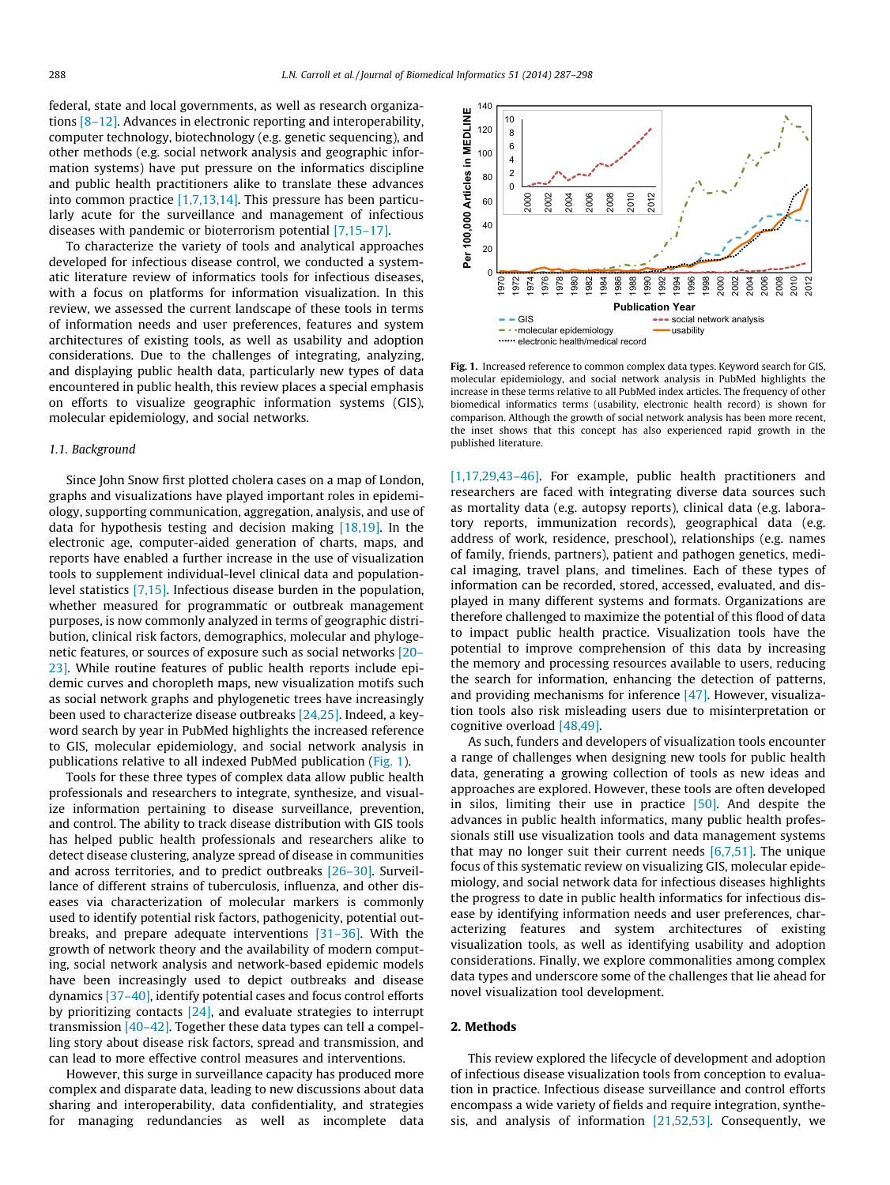federal, state and local governments, as well as research organizations [8–12]. Advances in electronic reporting and interoperability, computer technology, biotechnology (e.g. genetic sequencing), and other methods (e.g. social network analysis and geographic information systems) have put pressure on the informatics discipline and public health practitioners alike to translate these advances into common practice [1,7,13,14]. This pressure has been particularly acute for the surveillance and management of infectious diseases with pandemic or bioterrorism potential [7,15–17].

To characterize the variety of tools and analytical approaches developed for infectious disease control, we conducted a systematic literature review of informatics tools for infectious diseases, with a focus on platforms for information visualization. In this review, we assessed the current landscape of these tools in terms of information needs and user preferences, features and system architectures of existing tools, as well as usability and adoption considerations. Due to the challenges of integrating, analyzing, and displaying public health data, particularly new types of data encountered in public health, this review places a special emphasis on efforts to visualize geographic information systems (GIS), molecular epidemiology, and social networks.

### 1.1. Background

Since John Snow first plotted cholera cases on a map of London, graphs and visualizations have played important roles in epidemiology, supporting communication, aggregation, analysis, and use of data for hypothesis testing and decision making [18,19]. In the electronic age, computer-aided generation of charts, maps, and reports have enabled a further increase in the use of visualization tools to supplement individual-level clinical data and population-level statistics [7,15]. Infectious disease burden in the population, whether measured for programmatic or outbreak management purposes, is now commonly analyzed in terms of geographic distribution, clinical risk factors, demographics, molecular and phylogenetic features, or sources of exposure such as social networks [20–23]. While routine features of public health reports include epidemic curves and choropleth maps, new visualization motifs such as social network graphs and phylogenetic trees have increasingly been used to characterize disease outbreaks [24,25]. Indeed, a keyword search by year in PubMed highlights the increased reference to GIS, molecular epidemiology, and social network analysis in publications relative to all indexed PubMed publication (Fig. 1).

Tools for these three types of complex data allow public health professionals and researchers to integrate, synthesize, and visualize information pertaining to disease surveillance, prevention, and control. The ability to track disease distribution with GIS tools has helped public health professionals and researchers alike to detect disease clustering, analyze spread of disease in communities and across territories, and to predict outbreaks [26–30]. Surveillance of different strains of tuberculosis, influenza, and other diseases via characterization of molecular markers is commonly used to identify potential risk factors, pathogenicity, potential outbreaks, and prepare adequate interventions [31–36]. With the growth of network theory and the availability of modern computing, social network analysis and network-based epidemic models have been increasingly used to depict outbreaks and disease dynamics [37–40], identify potential cases and focus control efforts by prioritizing contacts [24], and evaluate strategies to interrupt transmission [40–42]. Together these data types can tell a compelling story about disease risk factors, spread and transmission, and can lead to more effective control measures and interventions.

However, this surge in surveillance capacity has produced more complex and disparate data, leading to new discussions about data sharing and interoperability, data confidentiality, and strategies for managing redundancies as well as incomplete data [1,17,29,43–46]. For example, public health practitioners and researchers are faced with integrating diverse data sources such as mortality data (e.g. autopsy reports), clinical data (e.g. laboratory reports, immunization records), geographical data (e.g. address of work, residence, preschool), relationships (e.g. names of family, friends, partners), patient and pathogen genetics, medical imaging, travel plans, and timelines. Each of these types of information can be recorded, stored, accessed, evaluated, and displayed in many different systems and formats. Organizations are therefore challenged to maximize the potential of this flood of data to impact public health practice. Visualization tools have the potential to improve comprehension of this data by increasing the memory and processing resources available to users, reducing the search for information, enhancing the detection of patterns, and providing mechanisms for inference [47]. However, visualization tools also risk misleading users due to misinterpretation or cognitive overload [48,49].

As such, funders and developers of visualization tools encounter a range of challenges when designing new tools for public health data, generating a growing collection of tools as new ideas and approaches are explored. However, these tools are often developed in silos, limiting their use in practice [50]. And despite the advances in public health informatics, many public health professionals still use visualization tools and data management systems that may no longer suit their current needs [6,7,51]. The unique focus of this systematic review on visualizing GIS, molecular epidemiology, and social network data for infectious diseases highlights the progress to date in public health informatics for infectious disease by identifying information needs and user preferences, characterizing features and system architectures of existing visualization tools, as well as identifying usability and adoption considerations. Finally, we explore commonalities among complex data types and underscore some of the challenges that lie ahead for novel visualization tool development.

**Fig. 1.** Increased reference to common complex data types. Keyword search for GIS, molecular epidemiology, and social network analysis in PubMed highlights the increase in these terms relative to all PubMed index articles. The frequency of other biomedical informatics terms (usability, electronic health record) is shown for comparison. Although the growth of social network analysis has been more recent, the inset shows that this concept has also experienced rapid growth in the published literature.

## 2. Methods

This review explored the lifecycle of development and adoption of infectious disease visualization tools from conception to evaluation in practice. Infectious disease surveillance and control efforts encompass a wide variety of fields and require integration, synthesis, and analysis of information [21,52,53]. Consequently, we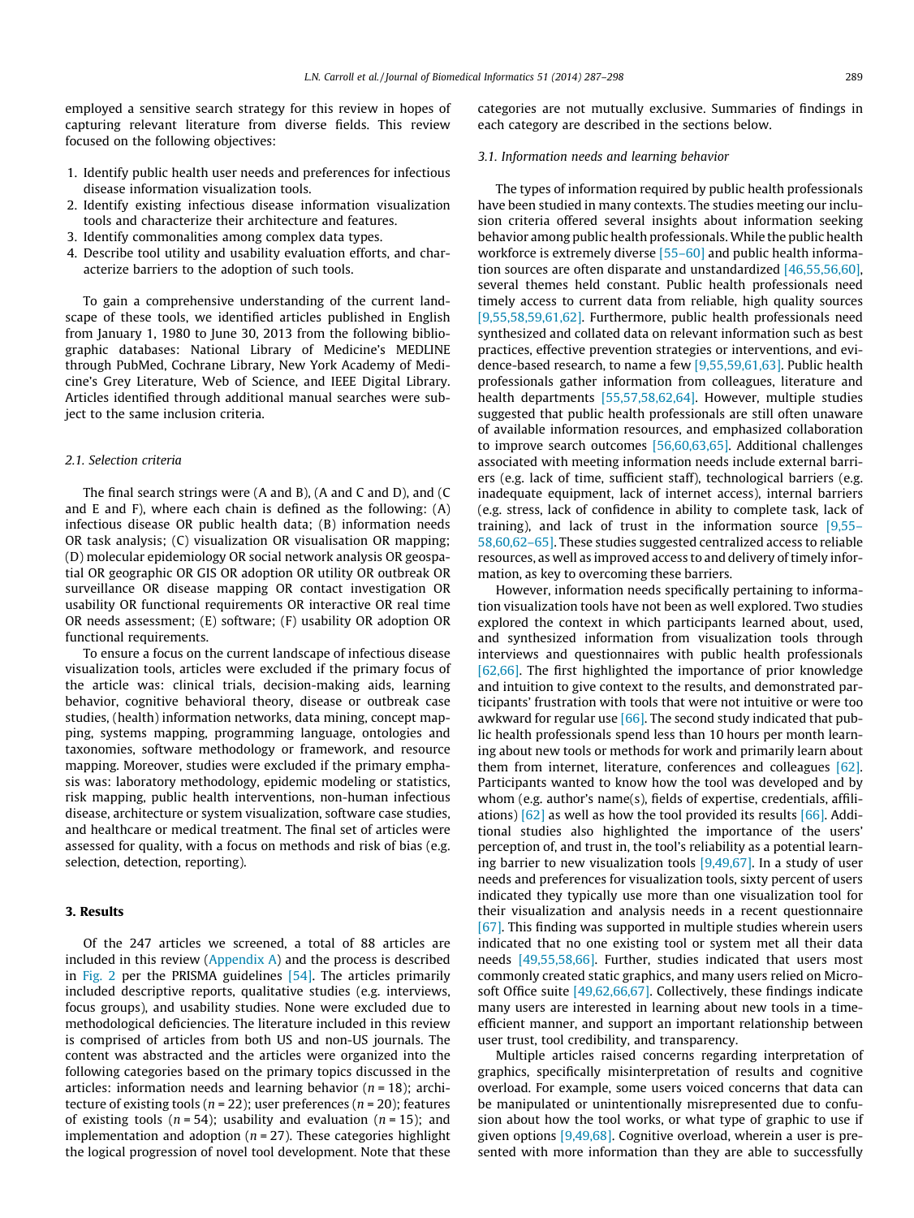employed a sensitive search strategy for this review in hopes of capturing relevant literature from diverse fields. This review focused on the following objectives:

1. Identify public health user needs and preferences for infectious disease information visualization tools.
2. Identify existing infectious disease information visualization tools and characterize their architecture and features.
3. Identify commonalities among complex data types.
4. Describe tool utility and usability evaluation efforts, and characterize barriers to the adoption of such tools.

To gain a comprehensive understanding of the current landscape of these tools, we identified articles published in English from January 1, 1980 to June 30, 2013 from the following bibliographic databases: National Library of Medicine's MEDLINE through PubMed, Cochrane Library, New York Academy of Medicine's Grey Literature, Web of Science, and IEEE Digital Library. Articles identified through additional manual searches were subject to the same inclusion criteria.

### 2.1. Selection criteria

The final search strings were (A and B), (A and C and D), and (C and E and F), where each chain is defined as the following: (A) infectious disease OR public health data; (B) information needs OR task analysis; (C) visualization OR visualisation OR mapping; (D) molecular epidemiology OR social network analysis OR geospatial OR geographic OR GIS OR adoption OR utility OR outbreak OR surveillance OR disease mapping OR contact investigation OR usability OR functional requirements OR interactive OR real time OR needs assessment; (E) software; (F) usability OR adoption OR functional requirements.

To ensure a focus on the current landscape of infectious disease visualization tools, articles were excluded if the primary focus of the article was: clinical trials, decision-making aids, learning behavior, cognitive behavioral theory, disease or outbreak case studies, (health) information networks, data mining, concept mapping, systems mapping, programming language, ontologies and taxonomies, software methodology or framework, and resource mapping. Moreover, studies were excluded if the primary emphasis was: laboratory methodology, epidemic modeling or statistics, risk mapping, public health interventions, non-human infectious disease, architecture or system visualization, software case studies, and healthcare or medical treatment. The final set of articles were assessed for quality, with a focus on methods and risk of bias (e.g. selection, detection, reporting).

## 3. Results

Of the 247 articles we screened, a total of 88 articles are included in this review (Appendix A) and the process is described in Fig. 2 per the PRISMA guidelines [54]. The articles primarily included descriptive reports, qualitative studies (e.g. interviews, focus groups), and usability studies. None were excluded due to methodological deficiencies. The literature included in this review is comprised of articles from both US and non-US journals. The content was abstracted and the articles were organized into the following categories based on the primary topics discussed in the articles: information needs and learning behavior ($n = 18$); architecture of existing tools ($n = 22$); user preferences ($n = 20$); features of existing tools ($n = 54$); usability and evaluation ($n = 15$); and implementation and adoption ($n = 27$). These categories highlight the logical progression of novel tool development. Note that these categories are not mutually exclusive. Summaries of findings in each category are described in the sections below.

### 3.1. Information needs and learning behavior

The types of information required by public health professionals have been studied in many contexts. The studies meeting our inclusion criteria offered several insights about information seeking behavior among public health professionals. While the public health workforce is extremely diverse [55–60] and public health information sources are often disparate and unstandardized [46,55,56,60], several themes held constant. Public health professionals need timely access to current data from reliable, high quality sources [9,55,58,59,61,62]. Furthermore, public health professionals need synthesized and collated data on relevant information such as best practices, effective prevention strategies or interventions, and evidence-based research, to name a few [9,55,59,61,63]. Public health professionals gather information from colleagues, literature and health departments [55,57,58,62,64]. However, multiple studies suggested that public health professionals are still often unaware of available information resources, and emphasized collaboration to improve search outcomes [56,60,63,65]. Additional challenges associated with meeting information needs include external barriers (e.g. lack of time, sufficient staff), technological barriers (e.g. inadequate equipment, lack of internet access), internal barriers (e.g. stress, lack of confidence in ability to complete task, lack of training), and lack of trust in the information source [9,55–58,60,62–65]. These studies suggested centralized access to reliable resources, as well as improved access to and delivery of timely information, as key to overcoming these barriers.

However, information needs specifically pertaining to information visualization tools have not been as well explored. Two studies explored the context in which participants learned about, used, and synthesized information from visualization tools through interviews and questionnaires with public health professionals [62,66]. The first highlighted the importance of prior knowledge and intuition to give context to the results, and demonstrated participants' frustration with tools that were not intuitive or were too awkward for regular use [66]. The second study indicated that public health professionals spend less than 10 hours per month learning about new tools or methods for work and primarily learn about them from internet, literature, conferences and colleagues [62]. Participants wanted to know how the tool was developed and by whom (e.g. author's name(s), fields of expertise, credentials, affiliations) [62] as well as how the tool provided its results [66]. Additional studies also highlighted the importance of the users' perception of, and trust in, the tool's reliability as a potential learning barrier to new visualization tools [9,49,67]. In a study of user needs and preferences for visualization tools, sixty percent of users indicated they typically use more than one visualization tool for their visualization and analysis needs in a recent questionnaire [67]. This finding was supported in multiple studies wherein users indicated that no one existing tool or system met all their data needs [49,55,58,66]. Further, studies indicated that users most commonly created static graphics, and many users relied on Microsoft Office suite [49,62,66,67]. Collectively, these findings indicate many users are interested in learning about new tools in a time-efficient manner, and support an important relationship between user trust, tool credibility, and transparency.

Multiple articles raised concerns regarding interpretation of graphics, specifically misinterpretation of results and cognitive overload. For example, some users voiced concerns that data can be manipulated or unintentionally misrepresented due to confusion about how the tool works, or what type of graphic to use if given options [9,49,68]. Cognitive overload, wherein a user is presented with more information than they are able to successfully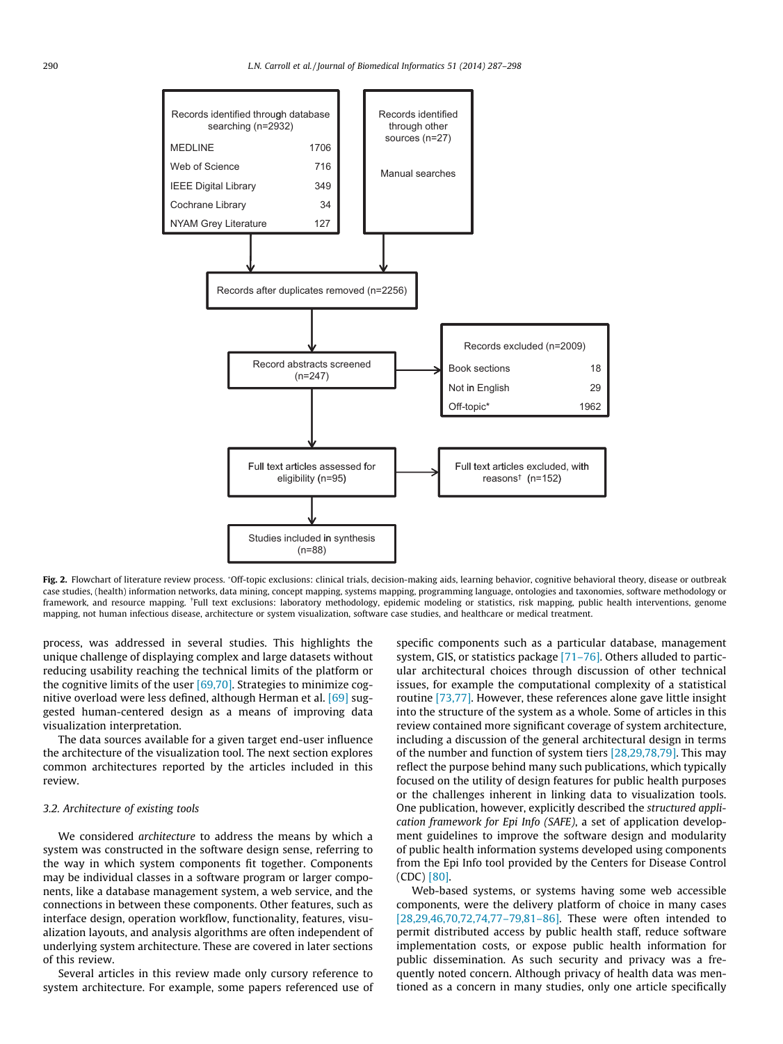Records identified through database searching (n=2932)

| | |
|---|---|
| MEDLINE | 1706 |
| Web of Science | 716 |
| IEEE Digital Library | 349 |
| Cochrane Library | 34 |
| NYAM Grey Literature | 127 |

Records identified through other sources (n=27)

Manual searches

Records after duplicates removed (n=2256)

Record abstracts screened (n=247)

Records excluded (n=2009)

| | |
|---|---|
| Book sections | 18 |
| Not in English | 29 |
| Off-topic* | 1962 |

Full text articles assessed for eligibility (n=95)

Full text articles excluded, with reasons† (n=152)

Studies included in synthesis (n=88)

**Fig. 2.** Flowchart of literature review process. *Off-topic exclusions: clinical trials, decision-making aids, learning behavior, cognitive behavioral theory, disease or outbreak case studies, (health) information networks, data mining, concept mapping, systems mapping, programming language, ontologies and taxonomies, software methodology or framework, and resource mapping. †Full text exclusions: laboratory methodology, epidemic modeling or statistics, risk mapping, public health interventions, genome mapping, not human infectious disease, architecture or system visualization, software case studies, and healthcare or medical treatment.

process, was addressed in several studies. This highlights the unique challenge of displaying complex and large datasets without reducing usability reaching the technical limits of the platform or the cognitive limits of the user [69,70]. Strategies to minimize cognitive overload were less defined, although Herman et al. [69] suggested human-centered design as a means of improving data visualization interpretation.

The data sources available for a given target end-user influence the architecture of the visualization tool. The next section explores common architectures reported by the articles included in this review.

### 3.2. Architecture of existing tools

We considered *architecture* to address the means by which a system was constructed in the software design sense, referring to the way in which system components fit together. Components may be individual classes in a software program or larger components, like a database management system, a web service, and the connections in between these components. Other features, such as interface design, operation workflow, functionality, features, visualization layouts, and analysis algorithms are often independent of underlying system architecture. These are covered in later sections of this review.

Several articles in this review made only cursory reference to system architecture. For example, some papers referenced use of specific components such as a particular database, management system, GIS, or statistics package [71–76]. Others alluded to particular architectural choices through discussion of other technical issues, for example the computational complexity of a statistical routine [73,77]. However, these references alone gave little insight into the structure of the system as a whole. Some of articles in this review contained more significant coverage of system architecture, including a discussion of the general architectural design in terms of the number and function of system tiers [28,29,78,79]. This may reflect the purpose behind many such publications, which typically focused on the utility of design features for public health purposes or the challenges inherent in linking data to visualization tools. One publication, however, explicitly described the *structured application framework for Epi Info (SAFE)*, a set of application development guidelines to improve the software design and modularity of public health information systems developed using components from the Epi Info tool provided by the Centers for Disease Control (CDC) [80].

Web-based systems, or systems having some web accessible components, were the delivery platform of choice in many cases [28,29,46,70,72,74,77–79,81–86]. These were often intended to permit distributed access by public health staff, reduce software implementation costs, or expose public health information for public dissemination. As such security and privacy was a frequently noted concern. Although privacy of health data was mentioned as a concern in many studies, only one article specifically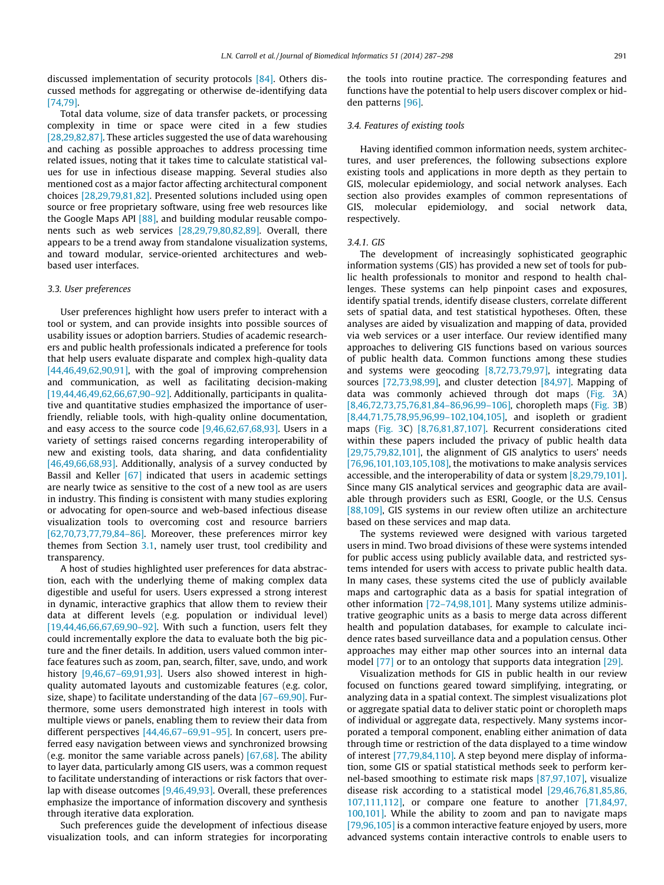discussed implementation of security protocols [84]. Others discussed methods for aggregating or otherwise de-identifying data [74,79].

Total data volume, size of data transfer packets, or processing complexity in time or space were cited in a few studies [28,29,82,87]. These articles suggested the use of data warehousing and caching as possible approaches to address processing time related issues, noting that it takes time to calculate statistical values for use in infectious disease mapping. Several studies also mentioned cost as a major factor affecting architectural component choices [28,29,79,81,82]. Presented solutions included using open source or free proprietary software, using free web resources like the Google Maps API [88], and building modular reusable components such as web services [28,29,79,80,82,89]. Overall, there appears to be a trend away from standalone visualization systems, and toward modular, service-oriented architectures and web-based user interfaces.

### 3.3. User preferences

User preferences highlight how users prefer to interact with a tool or system, and can provide insights into possible sources of usability issues or adoption barriers. Studies of academic researchers and public health professionals indicated a preference for tools that help users evaluate disparate and complex high-quality data [44,46,49,62,90,91], with the goal of improving comprehension and communication, as well as facilitating decision-making [19,44,46,49,62,66,67,90–92]. Additionally, participants in qualitative and quantitative studies emphasized the importance of user-friendly, reliable tools, with high-quality online documentation, and easy access to the source code [9,46,62,67,68,93]. Users in a variety of settings raised concerns regarding interoperability of new and existing tools, data sharing, and data confidentiality [46,49,66,68,93]. Additionally, analysis of a survey conducted by Bassil and Keller [67] indicated that users in academic settings are nearly twice as sensitive to the cost of a new tool as are users in industry. This finding is consistent with many studies exploring or advocating for open-source and web-based infectious disease visualization tools to overcoming cost and resource barriers [62,70,73,77,79,84–86]. Moreover, these preferences mirror key themes from Section 3.1, namely user trust, tool credibility and transparency.

A host of studies highlighted user preferences for data abstraction, each with the underlying theme of making complex data digestible and useful for users. Users expressed a strong interest in dynamic, interactive graphics that allow them to review their data at different levels (e.g. population or individual level) [19,44,46,66,67,69,90–92]. With such a function, users felt they could incrementally explore the data to evaluate both the big picture and the finer details. In addition, users valued common interface features such as zoom, pan, search, filter, save, undo, and work history [9,46,67–69,91,93]. Users also showed interest in high-quality automated layouts and customizable features (e.g. color, size, shape) to facilitate understanding of the data [67–69,90]. Furthermore, some users demonstrated high interest in tools with multiple views or panels, enabling them to review their data from different perspectives [44,46,67–69,91–95]. In concert, users preferred easy navigation between views and synchronized browsing (e.g. monitor the same variable across panels) [67,68]. The ability to layer data, particularly among GIS users, was a common request to facilitate understanding of interactions or risk factors that overlap with disease outcomes [9,46,49,93]. Overall, these preferences emphasize the importance of information discovery and synthesis through iterative data exploration.

Such preferences guide the development of infectious disease visualization tools, and can inform strategies for incorporating the tools into routine practice. The corresponding features and functions have the potential to help users discover complex or hidden patterns [96].

### 3.4. Features of existing tools

Having identified common information needs, system architectures, and user preferences, the following subsections explore existing tools and applications in more depth as they pertain to GIS, molecular epidemiology, and social network analyses. Each section also provides examples of common representations of GIS, molecular epidemiology, and social network data, respectively.

#### 3.4.1. GIS

The development of increasingly sophisticated geographic information systems (GIS) has provided a new set of tools for public health professionals to monitor and respond to health challenges. These systems can help pinpoint cases and exposures, identify spatial trends, identify disease clusters, correlate different sets of spatial data, and test statistical hypotheses. Often, these analyses are aided by visualization and mapping of data, provided via web services or a user interface. Our review identified many approaches to delivering GIS functions based on various sources of public health data. Common functions among these studies and systems were geocoding [8,72,73,79,97], integrating data sources [72,73,98,99], and cluster detection [84,97]. Mapping of data was commonly achieved through dot maps (Fig. 3A) [8,46,72,73,75,76,81,84–86,96,99–106], choropleth maps (Fig. 3B) [8,44,71,75,78,95,96,99–102,104,105], and isopleth or gradient maps (Fig. 3C) [8,76,81,87,107]. Recurrent considerations cited within these papers included the privacy of public health data [29,75,79,82,101], the alignment of GIS analytics to users' needs [76,96,101,103,105,108], the motivations to make analysis services accessible, and the interoperability of data or system [8,29,79,101]. Since many GIS analytical services and geographic data are available through providers such as ESRI, Google, or the U.S. Census [88,109], GIS systems in our review often utilize an architecture based on these services and map data.

The systems reviewed were designed with various targeted users in mind. Two broad divisions of these were systems intended for public access using publicly available data, and restricted systems intended for users with access to private public health data. In many cases, these systems cited the use of publicly available maps and cartographic data as a basis for spatial integration of other information [72–74,98,101]. Many systems utilize administrative geographic units as a basis to merge data across different health and population databases, for example to calculate incidence rates based surveillance data and a population census. Other approaches may either map other sources into an internal data model [77] or to an ontology that supports data integration [29].

Visualization methods for GIS in public health in our review focused on functions geared toward simplifying, integrating, or analyzing data in a spatial context. The simplest visualizations plot or aggregate spatial data to deliver static point or choropleth maps of individual or aggregate data, respectively. Many systems incorporated a temporal component, enabling either animation of data through time or restriction of the data displayed to a time window of interest [77,79,84,110]. A step beyond mere display of information, some GIS or spatial statistical methods seek to perform kernel-based smoothing to estimate risk maps [87,97,107], visualize disease risk according to a statistical model [29,46,76,81,85,86,107,111,112], or compare one feature to another [71,84,97,100,101]. While the ability to zoom and pan to navigate maps [79,96,105] is a common interactive feature enjoyed by users, more advanced systems contain interactive controls to enable users to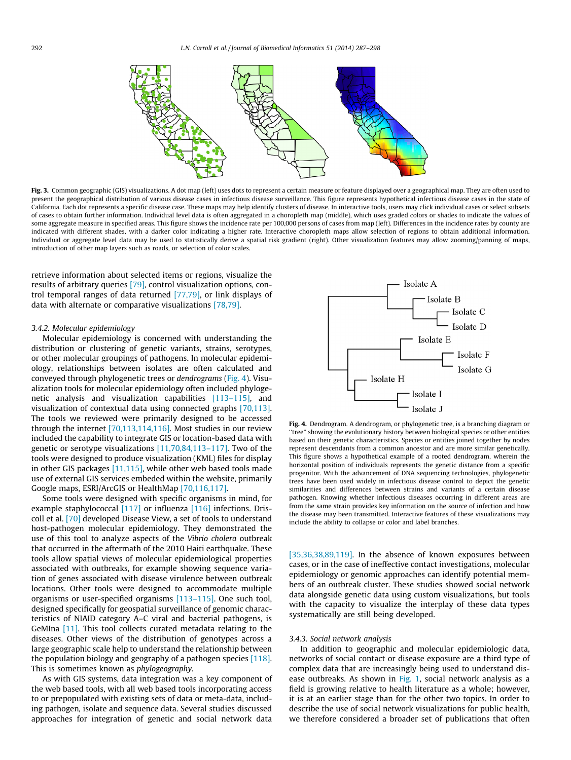Fig. 3. Common geographic (GIS) visualizations. A dot map (left) uses dots to represent a certain measure or feature displayed over a geographical map. They are often used to present the geographical distribution of various disease cases in infectious disease surveillance. This figure represents hypothetical infectious disease cases in the state of California. Each dot represents a specific disease case. These maps may help identify clusters of disease. In interactive tools, users may click individual cases or select subsets of cases to obtain further information. Individual level data is often aggregated in a choropleth map (middle), which uses graded colors or shades to indicate the values of some aggregate measure in specified areas. This figure shows the incidence rate per 100,000 persons of cases from map (left). Differences in the incidence rates by county are indicated with different shades, with a darker color indicating a higher rate. Interactive choropleth maps allow selection of regions to obtain additional information. Individual or aggregate level data may be used to statistically derive a spatial risk gradient (right). Other visualization features may allow zooming/panning of maps, introduction of other map layers such as roads, or selection of color scales.

retrieve information about selected items or regions, visualize the results of arbitrary queries [79], control visualization options, control temporal ranges of data returned [77,79], or link displays of data with alternate or comparative visualizations [78,79].

### 3.4.2. Molecular epidemiology

Molecular epidemiology is concerned with understanding the distribution or clustering of genetic variants, strains, serotypes, or other molecular groupings of pathogens. In molecular epidemiology, relationships between isolates are often calculated and conveyed through phylogenetic trees or *dendrograms* (Fig. 4). Visualization tools for molecular epidemiology often included phylogenetic analysis and visualization capabilities [113–115], and visualization of contextual data using connected graphs [70,113]. The tools we reviewed were primarily designed to be accessed through the internet [70,113,114,116]. Most studies in our review included the capability to integrate GIS or location-based data with genetic or serotype visualizations [11,70,84,113–117]. Two of the tools were designed to produce visualization (KML) files for display in other GIS packages [11,115], while other web based tools made use of external GIS services embeded within the website, primarily Google maps, ESRI/ArcGIS or HealthMap [70,116,117].

Some tools were designed with specific organisms in mind, for example staphylococcal [117] or influenza [116] infections. Driscoll et al. [70] developed Disease View, a set of tools to understand host-pathogen molecular epidemiology. They demonstrated the use of this tool to analyze aspects of the *Vibrio cholera* outbreak that occurred in the aftermath of the 2010 Haiti earthquake. These tools allow spatial views of molecular epidemiological properties associated with outbreaks, for example showing sequence variation of genes associated with disease virulence between outbreak locations. Other tools were designed to accommodate multiple organisms or user-specified organisms [113–115]. One such tool, designed specifically for geospatial surveillance of genomic characteristics of NIAID category A–C viral and bacterial pathogens, is GeMInа [11]. This tool collects curated metadata relating to the diseases. Other views of the distribution of genotypes across a large geographic scale help to understand the relationship between the population biology and geography of a pathogen species [118]. This is sometimes known as *phylogeography*.

As with GIS systems, data integration was a key component of the web based tools, with all web based tools incorporating access to or prepopulated with existing sets of data or meta-data, including pathogen, isolate and sequence data. Several studies discussed approaches for integration of genetic and social network data

Isolate A
Isolate B
Isolate C
Isolate D
Isolate E
Isolate F
Isolate G
Isolate H
Isolate I
Isolate J

Fig. 4. Dendrogram. A dendrogram, or phylogenetic tree, is a branching diagram or "tree" showing the evolutionary history between biological species or other entities based on their genetic characteristics. Species or entities joined together by nodes represent descendants from a common ancestor and are more similar genetically. This figure shows a hypothetical example of a rooted dendrogram, wherein the horizontal position of individuals represents the genetic distance from a specific progenitor. With the advancement of DNA sequencing technologies, phylogenetic trees have been used widely in infectious disease control to depict the genetic similarities and differences between strains and variants of a certain disease pathogen. Knowing whether infectious diseases occurring in different areas are from the same strain provides key information on the source of infection and how the disease may have been transmitted. Interactive features of these visualizations may include the ability to collapse or color and label branches.

[35,36,38,89,119]. In the absence of known exposures between cases, or in the case of ineffective contact investigations, molecular epidemiology or genomic approaches can identify potential members of an outbreak cluster. These studies showed social network data alongside genetic data using custom visualizations, but tools with the capacity to visualize the interplay of these data types systematically are still being developed.

### 3.4.3. Social network analysis

In addition to geographic and molecular epidemiologic data, networks of social contact or disease exposure are a third type of complex data that are increasingly being used to understand disease outbreaks. As shown in Fig. 1, social network analysis as a field is growing relative to health literature as a whole; however, it is at an earlier stage than for the other two topics. In order to describe the use of social network visualizations for public health, we therefore considered a broader set of publications that often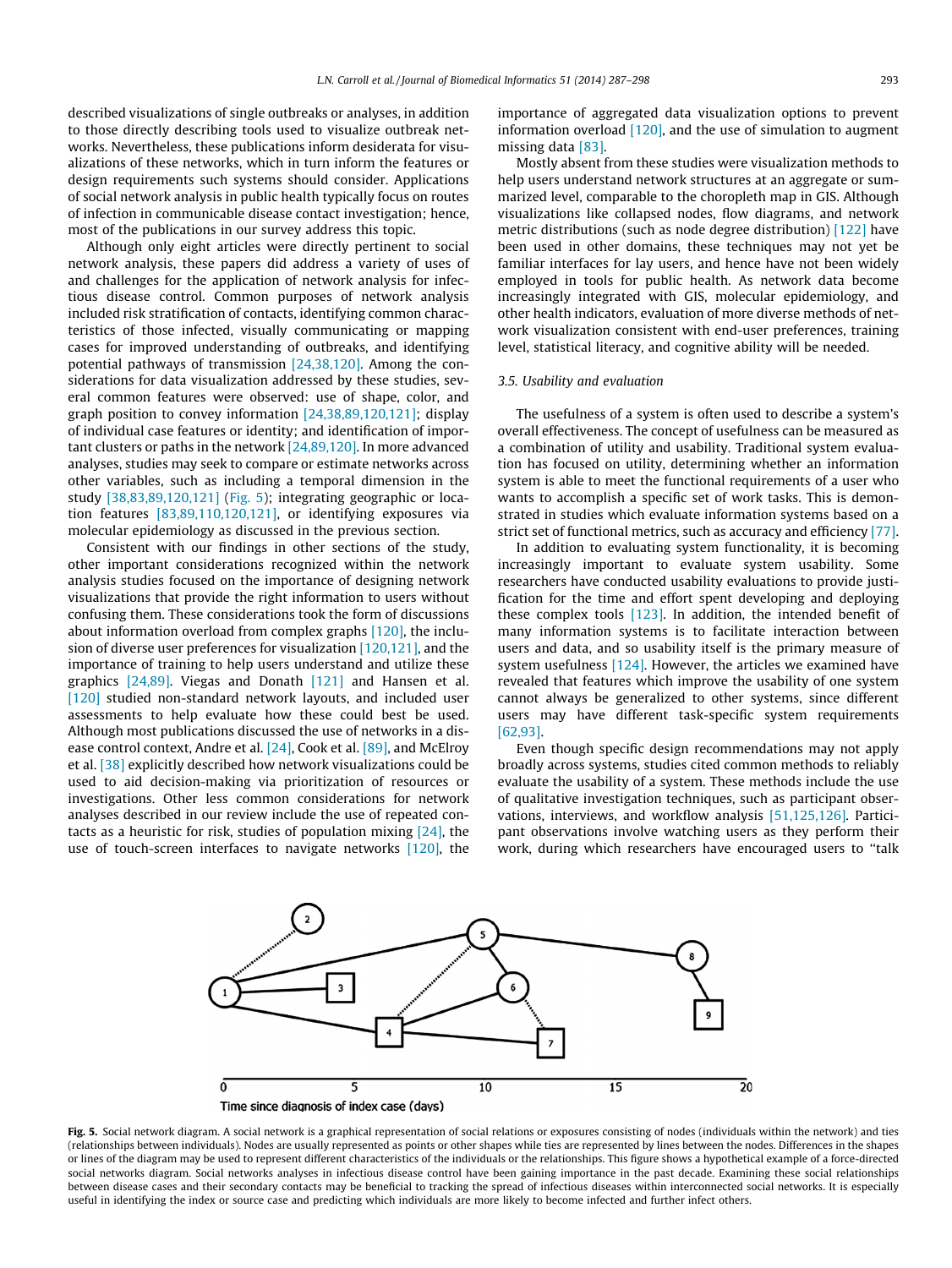described visualizations of single outbreaks or analyses, in addition to those directly describing tools used to visualize outbreak networks. Nevertheless, these publications inform desiderata for visualizations of these networks, which in turn inform the features or design requirements such systems should consider. Applications of social network analysis in public health typically focus on routes of infection in communicable disease contact investigation; hence, most of the publications in our survey address this topic.

Although only eight articles were directly pertinent to social network analysis, these papers did address a variety of uses of and challenges for the application of network analysis for infectious disease control. Common purposes of network analysis included risk stratification of contacts, identifying common characteristics of those infected, visually communicating or mapping cases for improved understanding of outbreaks, and identifying potential pathways of transmission [24,38,120]. Among the considerations for data visualization addressed by these studies, several common features were observed: use of shape, color, and graph position to convey information [24,38,89,120,121]; display of individual case features or identity; and identification of important clusters or paths in the network [24,89,120]. In more advanced analyses, studies may seek to compare or estimate networks across other variables, such as including a temporal dimension in the study [38,83,89,120,121] (Fig. 5); integrating geographic or location features [83,89,110,120,121], or identifying exposures via molecular epidemiology as discussed in the previous section.

Consistent with our findings in other sections of the study, other important considerations recognized within the network analysis studies focused on the importance of designing network visualizations that provide the right information to users without confusing them. These considerations took the form of discussions about information overload from complex graphs [120], the inclusion of diverse user preferences for visualization [120,121], and the importance of training to help users understand and utilize these graphics [24,89]. Viegas and Donath [121] and Hansen et al. [120] studied non-standard network layouts, and included user assessments to help evaluate how these could best be used. Although most publications discussed the use of networks in a disease control context, Andre et al. [24], Cook et al. [89], and McElroy et al. [38] explicitly described how network visualizations could be used to aid decision-making via prioritization of resources or investigations. Other less common considerations for network analyses described in our review include the use of repeated contacts as a heuristic for risk, studies of population mixing [24], the use of touch-screen interfaces to navigate networks [120], the importance of aggregated data visualization options to prevent information overload [120], and the use of simulation to augment missing data [83].

Mostly absent from these studies were visualization methods to help users understand network structures at an aggregate or summarized level, comparable to the choropleth map in GIS. Although visualizations like collapsed nodes, flow diagrams, and network metric distributions (such as node degree distribution) [122] have been used in other domains, these techniques may not yet be familiar interfaces for lay users, and hence have not been widely employed in tools for public health. As network data become increasingly integrated with GIS, molecular epidemiology, and other health indicators, evaluation of more diverse methods of network visualization consistent with end-user preferences, training level, statistical literacy, and cognitive ability will be needed.

### 3.5. Usability and evaluation

The usefulness of a system is often used to describe a system's overall effectiveness. The concept of usefulness can be measured as a combination of utility and usability. Traditional system evaluation has focused on utility, determining whether an information system is able to meet the functional requirements of a user who wants to accomplish a specific set of work tasks. This is demonstrated in studies which evaluate information systems based on a strict set of functional metrics, such as accuracy and efficiency [77].

In addition to evaluating system functionality, it is becoming increasingly important to evaluate system usability. Some researchers have conducted usability evaluations to provide justification for the time and effort spent developing and deploying these complex tools [123]. In addition, the intended benefit of many information systems is to facilitate interaction between users and data, and so usability itself is the primary measure of system usefulness [124]. However, the articles we examined have revealed that features which improve the usability of one system cannot always be generalized to other systems, since different users may have different task-specific system requirements [62,93].

Even though specific design recommendations may not apply broadly across systems, studies cited common methods to reliably evaluate the usability of a system. These methods include the use of qualitative investigation techniques, such as participant observations, interviews, and workflow analysis [51,125,126]. Participant observations involve watching users as they perform their work, during which researchers have encouraged users to "talk

**Fig. 5.** Social network diagram. A social network is a graphical representation of social relations or exposures consisting of nodes (individuals within the network) and ties (relationships between individuals). Nodes are usually represented as points or other shapes while ties are represented by lines between the nodes. Differences in the shapes or lines of the diagram may be used to represent different characteristics of the individuals or the relationships. This figure shows a hypothetical example of a force-directed social networks diagram. Social networks analyses in infectious disease control have been gaining importance in the past decade. Examining these social relationships between disease cases and their secondary contacts may be beneficial to tracking the spread of infectious diseases within interconnected social networks. It is especially useful in identifying the index or source case and predicting which individuals are more likely to become infected and further infect others.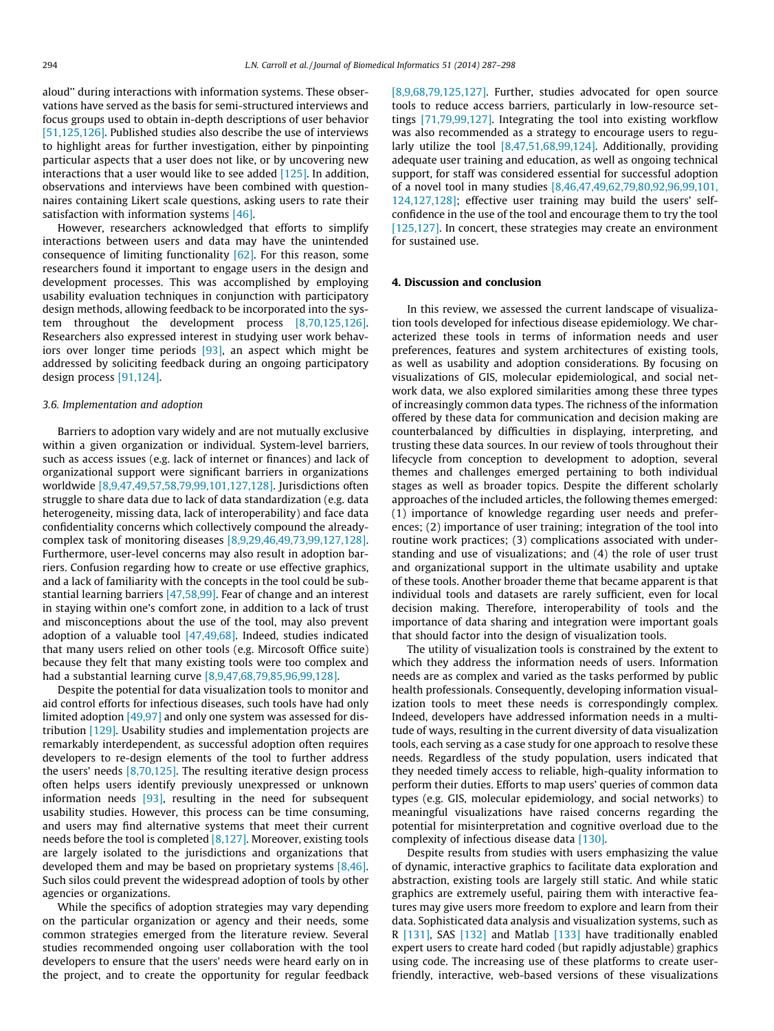aloud" during interactions with information systems. These observations have served as the basis for semi-structured interviews and focus groups used to obtain in-depth descriptions of user behavior [51,125,126]. Published studies also describe the use of interviews to highlight areas for further investigation, either by pinpointing particular aspects that a user does not like, or by uncovering new interactions that a user would like to see added [125]. In addition, observations and interviews have been combined with questionnaires containing Likert scale questions, asking users to rate their satisfaction with information systems [46].

However, researchers acknowledged that efforts to simplify interactions between users and data may have the unintended consequence of limiting functionality [62]. For this reason, some researchers found it important to engage users in the design and development processes. This was accomplished by employing usability evaluation techniques in conjunction with participatory design methods, allowing feedback to be incorporated into the system throughout the development process [8,70,125,126]. Researchers also expressed interest in studying user work behaviors over longer time periods [93], an aspect which might be addressed by soliciting feedback during an ongoing participatory design process [91,124].

### 3.6. Implementation and adoption

Barriers to adoption vary widely and are not mutually exclusive within a given organization or individual. System-level barriers, such as access issues (e.g. lack of internet or finances) and lack of organizational support were significant barriers in organizations worldwide [8,9,47,49,57,58,79,99,101,127,128]. Jurisdictions often struggle to share data due to lack of data standardization (e.g. data heterogeneity, missing data, lack of interoperability) and face data confidentiality concerns which collectively compound the already-complex task of monitoring diseases [8,9,29,46,49,73,99,127,128]. Furthermore, user-level concerns may also result in adoption barriers. Confusion regarding how to create or use effective graphics, and a lack of familiarity with the concepts in the tool could be substantial learning barriers [47,58,99]. Fear of change and an interest in staying within one's comfort zone, in addition to a lack of trust and misconceptions about the use of the tool, may also prevent adoption of a valuable tool [47,49,68]. Indeed, studies indicated that many users relied on other tools (e.g. Mircosoft Office suite) because they felt that many existing tools were too complex and had a substantial learning curve [8,9,47,68,79,85,96,99,128].

Despite the potential for data visualization tools to monitor and aid control efforts for infectious diseases, such tools have had only limited adoption [49,97] and only one system was assessed for distribution [129]. Usability studies and implementation projects are remarkably interdependent, as successful adoption often requires developers to re-design elements of the tool to further address the users' needs [8,70,125]. The resulting iterative design process often helps users identify previously unexpressed or unknown information needs [93], resulting in the need for subsequent usability studies. However, this process can be time consuming, and users may find alternative systems that meet their current needs before the tool is completed [8,127]. Moreover, existing tools are largely isolated to the jurisdictions and organizations that developed them and may be based on proprietary systems [8,46]. Such silos could prevent the widespread adoption of tools by other agencies or organizations.

While the specifics of adoption strategies may vary depending on the particular organization or agency and their needs, some common strategies emerged from the literature review. Several studies recommended ongoing user collaboration with the tool developers to ensure that the users' needs were heard early on in the project, and to create the opportunity for regular feedback [8,9,68,79,125,127]. Further, studies advocated for open source tools to reduce access barriers, particularly in low-resource settings [71,79,99,127]. Integrating the tool into existing workflow was also recommended as a strategy to encourage users to regularly utilize the tool [8,47,51,68,99,124]. Additionally, providing adequate user training and education, as well as ongoing technical support, for staff was considered essential for successful adoption of a novel tool in many studies [8,46,47,49,62,79,80,92,96,99,101,124,127,128]; effective user training may build the users' self-confidence in the use of the tool and encourage them to try the tool [125,127]. In concert, these strategies may create an environment for sustained use.

## 4. Discussion and conclusion

In this review, we assessed the current landscape of visualization tools developed for infectious disease epidemiology. We characterized these tools in terms of information needs and user preferences, features and system architectures of existing tools, as well as usability and adoption considerations. By focusing on visualizations of GIS, molecular epidemiological, and social network data, we also explored similarities among these three types of increasingly common data types. The richness of the information offered by these data for communication and decision making are counterbalanced by difficulties in displaying, interpreting, and trusting these data sources. In our review of tools throughout their lifecycle from conception to development to adoption, several themes and challenges emerged pertaining to both individual stages as well as broader topics. Despite the different scholarly approaches of the included articles, the following themes emerged: (1) importance of knowledge regarding user needs and preferences; (2) importance of user training; integration of the tool into routine work practices; (3) complications associated with understanding and use of visualizations; and (4) the role of user trust and organizational support in the ultimate usability and uptake of these tools. Another broader theme that became apparent is that individual tools and datasets are rarely sufficient, even for local decision making. Therefore, interoperability of tools and the importance of data sharing and integration were important goals that should factor into the design of visualization tools.

The utility of visualization tools is constrained by the extent to which they address the information needs of users. Information needs are as complex and varied as the tasks performed by public health professionals. Consequently, developing information visualization tools to meet these needs is correspondingly complex. Indeed, developers have addressed information needs in a multitude of ways, resulting in the current diversity of data visualization tools, each serving as a case study for one approach to resolve these needs. Regardless of the study population, users indicated that they needed timely access to reliable, high-quality information to perform their duties. Efforts to map users' queries of common data types (e.g. GIS, molecular epidemiology, and social networks) to meaningful visualizations have raised concerns regarding the potential for misinterpretation and cognitive overload due to the complexity of infectious disease data [130].

Despite results from studies with users emphasizing the value of dynamic, interactive graphics to facilitate data exploration and abstraction, existing tools are largely still static. And while static graphics are extremely useful, pairing them with interactive features may give users more freedom to explore and learn from their data. Sophisticated data analysis and visualization systems, such as R [131], SAS [132] and Matlab [133] have traditionally enabled expert users to create hard coded (but rapidly adjustable) graphics using code. The increasing use of these platforms to create user-friendly, interactive, web-based versions of these visualizations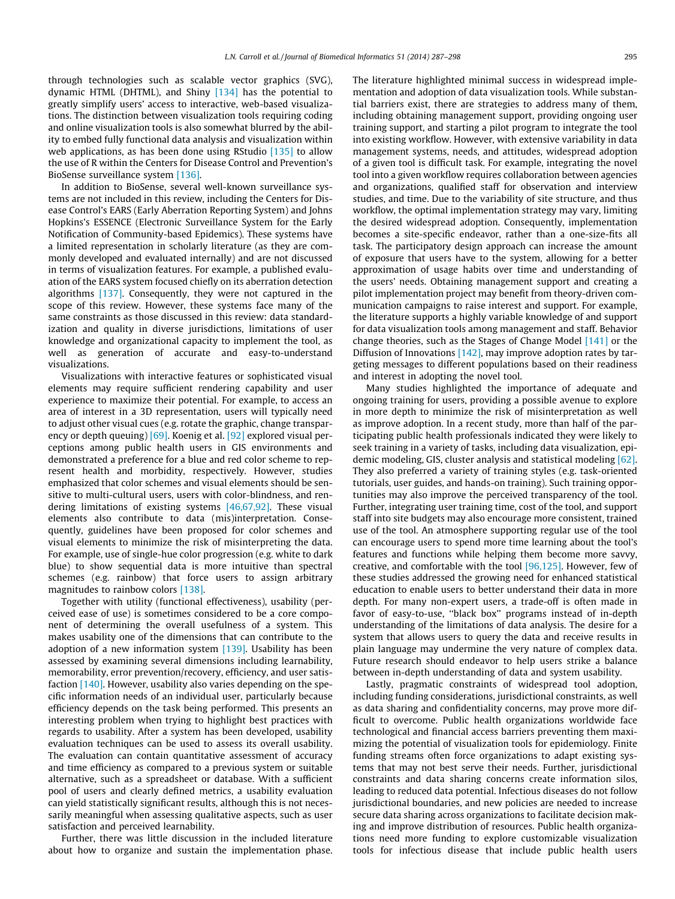through technologies such as scalable vector graphics (SVG), dynamic HTML (DHTML), and Shiny [134] has the potential to greatly simplify users' access to interactive, web-based visualizations. The distinction between visualization tools requiring coding and online visualization tools is also somewhat blurred by the ability to embed fully functional data analysis and visualization within web applications, as has been done using RStudio [135] to allow the use of R within the Centers for Disease Control and Prevention's BioSense surveillance system [136].

In addition to BioSense, several well-known surveillance systems are not included in this review, including the Centers for Disease Control's EARS (Early Aberration Reporting System) and Johns Hopkins's ESSENCE (Electronic Surveillance System for the Early Notification of Community-based Epidemics). These systems have a limited representation in scholarly literature (as they are commonly developed and evaluated internally) and are not discussed in terms of visualization features. For example, a published evaluation of the EARS system focused chiefly on its aberration detection algorithms [137]. Consequently, they were not captured in the scope of this review. However, these systems face many of the same constraints as those discussed in this review: data standardization and quality in diverse jurisdictions, limitations of user knowledge and organizational capacity to implement the tool, as well as generation of accurate and easy-to-understand visualizations.

Visualizations with interactive features or sophisticated visual elements may require sufficient rendering capability and user experience to maximize their potential. For example, to access an area of interest in a 3D representation, users will typically need to adjust other visual cues (e.g. rotate the graphic, change transparency or depth queuing) [69]. Koenig et al. [92] explored visual perceptions among public health users in GIS environments and demonstrated a preference for a blue and red color scheme to represent health and morbidity, respectively. However, studies emphasized that color schemes and visual elements should be sensitive to multi-cultural users, users with color-blindness, and rendering limitations of existing systems [46,67,92]. These visual elements also contribute to data (mis)interpretation. Consequently, guidelines have been proposed for color schemes and visual elements to minimize the risk of misinterpreting the data. For example, use of single-hue color progression (e.g. white to dark blue) to show sequential data is more intuitive than spectral schemes (e.g. rainbow) that force users to assign arbitrary magnitudes to rainbow colors [138].

Together with utility (functional effectiveness), usability (perceived ease of use) is sometimes considered to be a core component of determining the overall usefulness of a system. This makes usability one of the dimensions that can contribute to the adoption of a new information system [139]. Usability has been assessed by examining several dimensions including learnability, memorability, error prevention/recovery, efficiency, and user satisfaction [140]. However, usability also varies depending on the specific information needs of an individual user, particularly because efficiency depends on the task being performed. This presents an interesting problem when trying to highlight best practices with regards to usability. After a system has been developed, usability evaluation techniques can be used to assess its overall usability. The evaluation can contain quantitative assessment of accuracy and time efficiency as compared to a previous system or suitable alternative, such as a spreadsheet or database. With a sufficient pool of users and clearly defined metrics, a usability evaluation can yield statistically significant results, although this is not necessarily meaningful when assessing qualitative aspects, such as user satisfaction and perceived learnability.

Further, there was little discussion in the included literature about how to organize and sustain the implementation phase. The literature highlighted minimal success in widespread implementation and adoption of data visualization tools. While substantial barriers exist, there are strategies to address many of them, including obtaining management support, providing ongoing user training support, and starting a pilot program to integrate the tool into existing workflow. However, with extensive variability in data management systems, needs, and attitudes, widespread adoption of a given tool is difficult task. For example, integrating the novel tool into a given workflow requires collaboration between agencies and organizations, qualified staff for observation and interview studies, and time. Due to the variability of site structure, and thus workflow, the optimal implementation strategy may vary, limiting the desired widespread adoption. Consequently, implementation becomes a site-specific endeavor, rather than a one-size-fits all task. The participatory design approach can increase the amount of exposure that users have to the system, allowing for a better approximation of usage habits over time and understanding of the users' needs. Obtaining management support and creating a pilot implementation project may benefit from theory-driven communication campaigns to raise interest and support. For example, the literature supports a highly variable knowledge of and support for data visualization tools among management and staff. Behavior change theories, such as the Stages of Change Model [141] or the Diffusion of Innovations [142], may improve adoption rates by targeting messages to different populations based on their readiness and interest in adopting the novel tool.

Many studies highlighted the importance of adequate and ongoing training for users, providing a possible avenue to explore in more depth to minimize the risk of misinterpretation as well as improve adoption. In a recent study, more than half of the participating public health professionals indicated they were likely to seek training in a variety of tasks, including data visualization, epidemic modeling, GIS, cluster analysis and statistical modeling [62]. They also preferred a variety of training styles (e.g. task-oriented tutorials, user guides, and hands-on training). Such training opportunities may also improve the perceived transparency of the tool. Further, integrating user training time, cost of the tool, and support staff into site budgets may also encourage more consistent, trained use of the tool. An atmosphere supporting regular use of the tool can encourage users to spend more time learning about the tool's features and functions while helping them become more savvy, creative, and comfortable with the tool [96,125]. However, few of these studies addressed the growing need for enhanced statistical education to enable users to better understand their data in more depth. For many non-expert users, a trade-off is often made in favor of easy-to-use, "black box" programs instead of in-depth understanding of the limitations of data analysis. The desire for a system that allows users to query the data and receive results in plain language may undermine the very nature of complex data. Future research should endeavor to help users strike a balance between in-depth understanding of data and system usability.

Lastly, pragmatic constraints of widespread tool adoption, including funding considerations, jurisdictional constraints, as well as data sharing and confidentiality concerns, may prove more difficult to overcome. Public health organizations worldwide face technological and financial access barriers preventing them maximizing the potential of visualization tools for epidemiology. Finite funding streams often force organizations to adapt existing systems that may not best serve their needs. Further, jurisdictional constraints and data sharing concerns create information silos, leading to reduced data potential. Infectious diseases do not follow jurisdictional boundaries, and new policies are needed to increase secure data sharing across organizations to facilitate decision making and improve distribution of resources. Public health organizations need more funding to explore customizable visualization tools for infectious disease that include public health users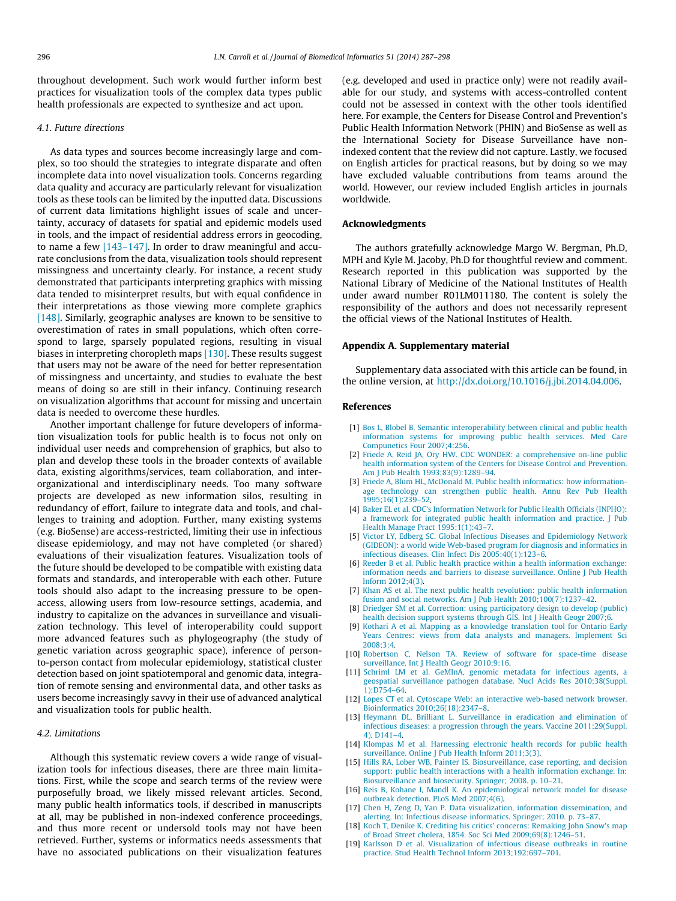throughout development. Such work would further inform best practices for visualization tools of the complex data types public health professionals are expected to synthesize and act upon.

### 4.1. Future directions

As data types and sources become increasingly large and complex, so too should the strategies to integrate disparate and often incomplete data into novel visualization tools. Concerns regarding data quality and accuracy are particularly relevant for visualization tools as these tools can be limited by the inputted data. Discussions of current data limitations highlight issues of scale and uncertainty, accuracy of datasets for spatial and epidemic models used in tools, and the impact of residential address errors in geocoding, to name a few [143–147]. In order to draw meaningful and accurate conclusions from the data, visualization tools should represent missingness and uncertainty clearly. For instance, a recent study demonstrated that participants interpreting graphics with missing data tended to misinterpret results, but with equal confidence in their interpretations as those viewing more complete graphics [148]. Similarly, geographic analyses are known to be sensitive to overestimation of rates in small populations, which often correspond to large, sparsely populated regions, resulting in visual biases in interpreting choropleth maps [130]. These results suggest that users may not be aware of the need for better representation of missingness and uncertainty, and studies to evaluate the best means of doing so are still in their infancy. Continuing research on visualization algorithms that account for missing and uncertain data is needed to overcome these hurdles.

Another important challenge for future developers of information visualization tools for public health is to focus not only on individual user needs and comprehension of graphics, but also to plan and develop these tools in the broader contexts of available data, existing algorithms/services, team collaboration, and inter-organizational and interdisciplinary needs. Too many software projects are developed as new information silos, resulting in redundancy of effort, failure to integrate data and tools, and challenges to training and adoption. Further, many existing systems (e.g. BioSense) are access-restricted, limiting their use in infectious disease epidemiology, and may not have completed (or shared) evaluations of their visualization features. Visualization tools of the future should be developed to be compatible with existing data formats and standards, and interoperable with each other. Future tools should also adapt to the increasing pressure to be open-access, allowing users from low-resource settings, academia, and industry to capitalize on the advances in surveillance and visualization technology. This level of interoperability could support more advanced features such as phylogeography (the study of genetic variation across geographic space), inference of person-to-person contact from molecular epidemiology, statistical cluster detection based on joint spatiotemporal and genomic data, integration of remote sensing and environmental data, and other tasks as users become increasingly savvy in their use of advanced analytical and visualization tools for public health.

### 4.2. Limitations

Although this systematic review covers a wide range of visualization tools for infectious diseases, there are three main limitations. First, while the scope and search terms of the review were purposefully broad, we likely missed relevant articles. Second, many public health informatics tools, if described in manuscripts at all, may be published in non-indexed conference proceedings, and thus more recent or undersold tools may not have been retrieved. Further, systems or informatics needs assessments that have no associated publications on their visualization features (e.g. developed and used in practice only) were not readily available for our study, and systems with access-controlled content could not be assessed in context with the other tools identified here. For example, the Centers for Disease Control and Prevention's Public Health Information Network (PHIN) and BioSense as well as the International Society for Disease Surveillance have non-indexed content that the review did not capture. Lastly, we focused on English articles for practical reasons, but by doing so we may have excluded valuable contributions from teams around the world. However, our review included English articles in journals worldwide.

## Acknowledgments

The authors gratefully acknowledge Margo W. Bergman, Ph.D, MPH and Kyle M. Jacoby, Ph.D for thoughtful review and comment. Research reported in this publication was supported by the National Library of Medicine of the National Institutes of Health under award number R01LM011180. The content is solely the responsibility of the authors and does not necessarily represent the official views of the National Institutes of Health.

## Appendix A. Supplementary material

Supplementary data associated with this article can be found, in the online version, at http://dx.doi.org/10.1016/j.jbi.2014.04.006.

## References

[1] Bos L, Blobel B. Semantic interoperability between clinical and public health information systems for improving public health services. Med Care Compunetics Four 2007;4:256.

[2] Friede A, Reid JA, Ory HW. CDC WONDER: a comprehensive on-line public health information system of the Centers for Disease Control and Prevention. Am J Pub Health 1993;83(9):1289–94.

[3] Friede A, Blum HL, McDonald M. Public health informatics: how information-age technology can strengthen public health. Annu Rev Pub Health 1995;16(1):239–52.

[4] Baker EL et al. CDC's Information Network for Public Health Officials (INPHO): a framework for integrated public health information and practice. J Pub Health Manage Pract 1995;1(1):43–7.

[5] Victor LY, Edberg SC. Global Infectious Diseases and Epidemiology Network (GIDEON): a world wide Web-based program for diagnosis and informatics in infectious diseases. Clin Infect Dis 2005;40(1):123–6.

[6] Reeder B et al. Public health practice within a health information exchange: information needs and barriers to disease surveillance. Online J Pub Health Inform 2012;4(3).

[7] Khan AS et al. The next public health revolution: public health information fusion and social networks. Am J Pub Health 2010;100(7):1237–42.

[8] Driedger SM et al. Correction: using participatory design to develop (public) health decision support systems through GIS. Int J Health Geogr 2007;6.

[9] Kothari A et al. Mapping as a knowledge translation tool for Ontario Early Years Centres: views from data analysts and managers. Implement Sci 2008;3:4.

[10] Robertson C, Nelson TA. Review of software for space-time disease surveillance. Int J Health Geogr 2010;9:16.

[11] Schriml LM et al. GeMInA, genomic metadata for infectious agents, a geospatial surveillance pathogen database. Nucl Acids Res 2010;38(Suppl. 1):D754–64.

[12] Lopes CT et al. Cytoscape Web: an interactive web-based network browser. Bioinformatics 2010;26(18):2347–8.

[13] Heymann DL, Brilliant L. Surveillance in eradication and elimination of infectious diseases: a progression through the years. Vaccine 2011;29(Suppl. 4). D141–4.

[14] Klompas M et al. Harnessing electronic health records for public health surveillance. Online J Pub Health Inform 2011;3(3).

[15] Hills RA, Lober WB, Painter IS. Biosurveillance, case reporting, and decision support: public health interactions with a health information exchange. In: Biosurveillance and biosecurity. Springer; 2008. p. 10–21.

[16] Reis B, Kohane I, Mandl K. An epidemiological network model for disease outbreak detection. PLoS Med 2007;4(6).

[17] Chen H, Zeng D, Yan P. Data visualization, information dissemination, and alerting. In: Infectious disease informatics. Springer; 2010. p. 73–87.

[18] Koch T, Denike K. Crediting his critics' concerns: Remaking John Snow's map of Broad Street cholera, 1854. Soc Sci Med 2009;69(8):1246–51.

[19] Karlsson D et al. Visualization of infectious disease outbreaks in routine practice. Stud Health Technol Inform 2013;192:697–701.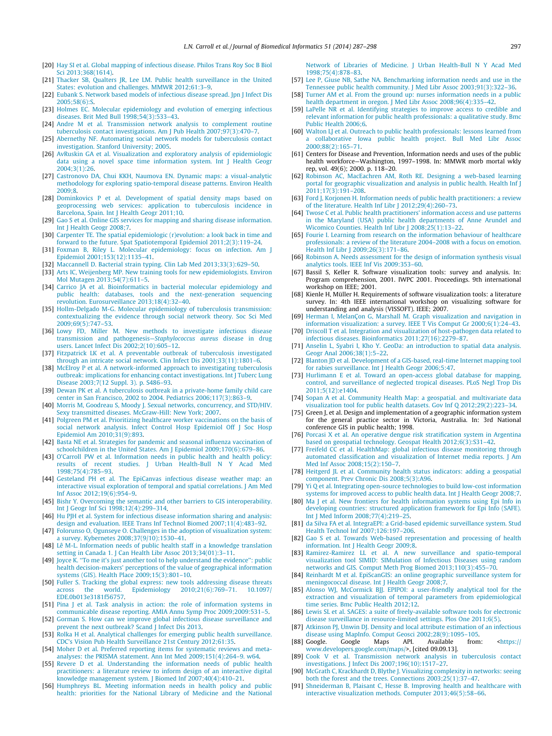[20] Hay SI et al. Global mapping of infectious disease. Philos Trans Roy Soc B Biol Sci 2013;368(1614).

[21] Thacker SB, Qualters JR, Lee LM. Public health surveillance in the United States: evolution and challenges. MMWR 2012;61:3–9.

[22] Eubank S. Network based models of infectious disease spread. Jpn J Infect Dis 2005;58(6):S.

[23] Holmes EC. Molecular epidemiology and evolution of emerging infectious diseases. Brit Med Bull 1998;54(3):533–43.

[24] Andre M et al. Transmission network analysis to complement routine tuberculosis contact investigations. Am J Pub Health 2007;97(3):470–7.

[25] Abernethy NF. Automating social network models for tuberculosis contact investigation. Stanford University; 2005.

[26] AvRuskin GA et al. Visualization and exploratory analysis of epidemiologic data using a novel space time information system. Int J Health Geogr 2004;3(1):26.

[27] Castronovo DA, Chui KKH, Naumova EN. Dynamic maps: a visual-analytic methodology for exploring spatio-temporal disease patterns. Environ Health 2009;8.

[28] Dominkovics P et al. Development of spatial density maps based on geoprocessing web services: application to tuberculosis incidence in Barcelona, Spain. Int J Health Geogr 2011;10.

[29] Gao S et al. Online GIS services for mapping and sharing disease information. Int J Health Geogr 2008;7.

[30] Carpenter TE. The spatial epidemiologic (r)evolution: a look back in time and forward to the future. Spat Spatiotemporal Epidemiol 2011;2(3):119–24.

[31] Foxman B, Riley L. Molecular epidemiology: focus on infection. Am J Epidemiol 2001;153(12):1135–41.

[32] Maccannell D. Bacterial strain typing. Clin Lab Med 2013;33(3):629–50.

[33] Arts IC, Weijenberg MP. New training tools for new epidemiologists. Environ Mol Mutagen 2013;54(7):611–5.

[34] Carrico JA et al. Bioinformatics in bacterial molecular epidemiology and public health: databases, tools and the next-generation sequencing revolution. Eurosurveillance 2013;18(4):32–40.

[35] Hollm-Delgado M-G. Molecular epidemiology of tuberculosis transmission: contextualizing the evidence through social network theory. Soc Sci Med 2009;69(5):747–53.

[36] Lowy FD, Miller M. New methods to investigate infectious disease transmission and pathogenesis—*Staphylococcus aureus* disease in drug users. Lancet Infect Dis 2002;2(10):605–12.

[37] Fitzpatrick LK et al. A preventable outbreak of tuberculosis investigated through an intricate social network. Clin Infect Dis 2001;33(11):1801–6.

[38] McElroy P et al. A network-informed approach to investigating tuberculosis outbreak: implications for enhancing contact investigations. Int J Tuberc Lung Disease 2003;7(12 Suppl. 3). p. S486–93.

[39] Dewan PK et al. A tuberculosis outbreak in a private-home family child care center in San Francisco, 2002 to 2004. Pediatrics 2006;117(3):863–9.

[40] Morris M, Goodreau S, Moody J. Sexual networks, concurrency, and STD/HIV. Sexy transmitted diseases. McGraw-Hill: New York; 2007.

[41] Polgreen PM et al. Prioritizing healthcare worker vaccinations on the basis of social network analysis. Infect Control Hosp Epidemiol Off J Soc Hosp Epidemiol Am 2010;31(9):893.

[42] Basta NE et al. Strategies for pandemic and seasonal influenza vaccination of schoolchildren in the United States. Am J Epidemiol 2009;170(6):679–86.

[43] O'Carroll PW et al. Information needs in public health and health policy: results of recent studies. J Urban Health-Bull N Y Acad Med 1998;75(4):785–93.

[44] Gesteland PH et al. The EpiCanvas infectious disease weather map: an interactive visual exploration of temporal and spatial correlations. J Am Med Inf Assoc 2012;19(6):954–9.

[45] Bishr Y. Overcoming the semantic and other barriers to GIS interoperability. Int J Geogr Inf Sci 1998;12(4):299–314.

[46] Hu PJH et al. System for infectious disease information sharing and analysis: design and evaluation. IEEE Trans Inf Technol Biomed 2007;11(4):483–92.

[47] Folorunso O, Ogunseye O. Challenges in the adoption of visualization system: a survey. Kybernetes 2008;37(9/10):1530–41.

[48] Lê M-L. Information needs of public health staff in a knowledge translation setting in Canada 1. J Can Health Libr Assoc 2013;34(01):3–11.

[49] Joyce K. "To me it's just another tool to help understand the evidence": public health decision-makers' perceptions of the value of geographical information systems (GIS). Health Place 2009;15(3):801–10.

[50] Fuller S. Tracking the global express: new tools addressing disease threats across the world. Epidemiology 2010;21(6):769–71. 10.1097/EDE.0b013e3181f56757.

[51] Pina J et al. Task analysis in action: the role of information systems in communicable disease reporting. AMIA Annu Symp Proc 2009;2009:531–5.

[52] Gorman S. How can we improve global infectious disease surveillance and prevent the next outbreak? Scand J Infect Dis 2013.

[53] Rolka H et al. Analytical challenges for emerging public health surveillance. CDC's Vision Pub Health Surveillance 21st Century 2012;61:35.

[54] Moher D et al. Preferred reporting items for systematic reviews and meta-analyses: the PRISMA statement. Ann Int Med 2009;151(4):264–9. w64.

[55] Revere D et al. Understanding the information needs of public health practitioners: a literature review to inform design of an interactive digital knowledge management system. J Biomed Inf 2007;40(4):410–21.

[56] Humphreys BL. Meeting information needs in health policy and public health: priorities for the National Library of Medicine and the National Network of Libraries of Medicine. J Urban Health-Bull N Y Acad Med 1998;75(4):878–83.

[57] Lee P, Giuse NB, Sathe NA. Benchmarking information needs and use in the Tennessee public health community. J Med Libr Assoc 2003;91(3):322–36.

[58] Turner AM et al. From the ground up: nurses information needs in a public health department in oregon. J Med Libr Assoc 2008;96(4):335–42.

[59] LaPelle NR et al. Identifying strategies to improve access to credible and relevant information for public health professionals: a qualitative study. Bmc Public Health 2006;6.

[60] Walton LJ et al. Outreach to public health professionals: lessons learned from a collaborative Iowa public health project. Bull Med Libr Assoc 2000;88(2):165–71.

[61] Centers for Disease and Prevention, Information needs and uses of the public health workforce—Washington, 1997–1998. In: MMWR morb mortal wkly rep, vol. 49(6); 2000. p. 118–20.

[62] Robinson AC, MacEachren AM, Roth RE. Designing a web-based learning portal for geographic visualization and analysis in public health. Health Inf J 2011;17(3):191–208.

[63] Ford J, Korjonen H. Information needs of public health practitioners: a review of the literature. Health Inf Libr J 2012;29(4):260–73.

[64] Twose C et al. Public health practitioners' information access and use patterns in the Maryland (USA) public health departments of Anne Arundel and Wicomico Counties. Health Inf Libr J 2008;25(1):13–22.

[65] Fourie I. Learning from research on the information behaviour of healthcare professionals: a review of the literature 2004–2008 with a focus on emotion. Health Inf Libr J 2009;26(3):171–86.

[66] Robinson A. Needs assessment for the design of information synthesis visual analytics tools. IEEE Inf Vis 2009:353–60.

[67] Bassil S, Keller R. Software visualization tools: survey and analysis. In: Program comprehension, 2001. IWPC 2001. Proceedings. 9th international workshop on IEEE; 2001.

[68] Kienle H, Müller H. Requirements of software visualization tools: a literature survey. In: 4th IEEE international workshop on visualizing software for understanding and analysis (VISSOFT). IEEE; 2007.

[69] Herman I, MelanÇon G, Marshall M. Graph visualization and navigation in information visualization: a survey. IEEE T Vis Comput Gr 2000;6(1):24–43.

[70] Driscoll T et al. Integration and visualization of host-pathogen data related to infectious diseases. Bioinformatics 2011;27(16):2279–87.

[71] Anselin L, Syabri I, Kho Y. GeoDa: an introduction to spatial data analysis. Geogr Anal 2006;38(1):5–22.

[72] Blanton JD et al. Development of a GIS-based, real-time Internet mapping tool for rabies surveillance. Int J Health Geogr 2006;5:47.

[73] Hurlimann E et al. Toward an open-access global database for mapping, control, and surveillance of neglected tropical diseases. PLoS Negl Trop Dis 2011;5(12):e1404.

[74] Sopan A et al. Community Health Map: a geospatial. and multivariate data visualization tool for public health datasets. Gov Inf Q 2012;29(2):223–34.

[75] Green J, et al. Design and implementation of a geographic information system for the general practice sector in Victoria, Australia. In: 3rd National conference GIS in public health; 1998.

[76] Porcasi X et al. An operative dengue risk stratification system in Argentina based on geospatial technology. Geospat Health 2012;6(3):S31–42.

[77] Freifeld CC et al. HealthMap: global infectious disease monitoring through automated classification and visualization of Internet media reports. J Am Med Inf Assoc 2008;15(2):150–7.

[78] Heitgerd JL et al. Community health status indicators: adding a geospatial component. Prev Chronic Dis 2008;5(3):A96.

[79] Yi Q et al. Integrating open-source technologies to build low-cost information systems for improved access to public health data. Int J Health Geogr 2008;7.

[80] Ma J et al. New frontiers for health information systems using Epi Info in developing countries: structured application framework for Epi Info (SAFE). Int J Med Inform 2008;77(4):219–25.

[81] da Silva FA et al. IntegraEPI: a Grid-based epidemic surveillance system. Stud Health Technol Inf 2007;126:197–206.

[82] Gao S et al. Towards Web-based representation and processing of health information. Int J Health Geogr 2009;8.

[83] Ramirez-Ramirez LL et al. A new surveillance and spatio-temporal visualization tool SIMID: SIMulation of Infectious Diseases using random networks and GIS. Comput Meth Prog Biomed 2013;110(3):455–70.

[84] Reinhardt M et al. EpiScanGIS: an online geographic surveillance system for meningococcal disease. Int J Health Geogr 2008;7.

[85] Alonso WJ, McCormick BJJ. EPIPOI: a user-friendly analytical tool for the extraction and visualization of temporal parameters from epidemiological time series. Bmc Public Health 2012;12.

[86] Lewis SL et al. SAGES: a suite of freely-available software tools for electronic disease surveillance in resource-limited settings. Plos One 2011;6(5).

[87] Atkinson PJ, Unwin DJ. Density and local attribute estimation of an infectious disease using MapInfo. Comput Geosci 2002;28(9):1095–105.

[88] Google. Google Maps API. Available from: <https://www.developers.google.com/maps/>, [cited 09.09.13].

[89] Cook V et al. Transmission network analysis in tuberculosis contact investigations. J Infect Dis 2007;196(10):1517–27.

[90] McGrath C, Krackhardt D, Blythe J. Visualizing complexity in networks: seeing both the forest and the trees. Connections 2003;25(1):37–47.

[91] Shneiderman B, Plaisant C, Hesse B. Improving health and healthcare with interactive visualization methods. Computer 2013;46(5):58–66.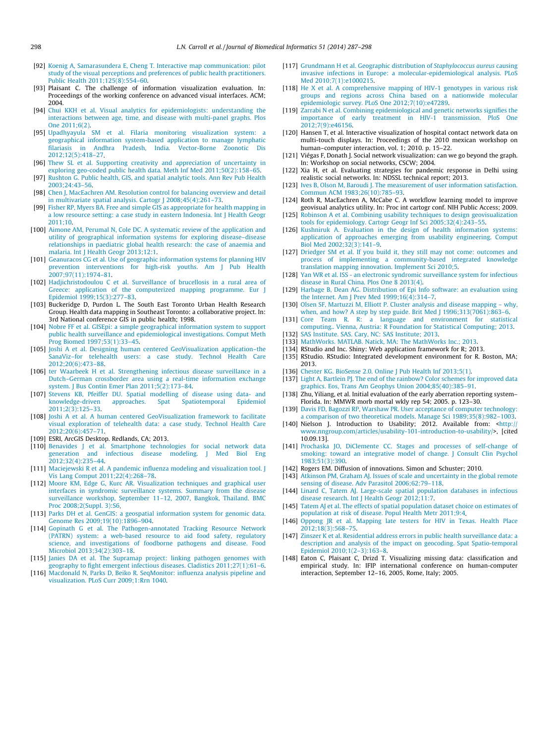[92] Koenig A, Samarasundera E, Cheng T. Interactive map communication: pilot study of the visual perceptions and preferences of public health practitioners. Public Health 2011;125(8):554–60.

[93] Plaisant C. The challenge of information visualization evaluation. In: Proceedings of the working conference on advanced visual interfaces. ACM; 2004.

[94] Chui KKH et al. Visual analytics for epidemiologists: understanding the interactions between age, time, and disease with multi-panel graphs. Plos One 2011;6(2).

[95] Upadhyayula SM et al. Filaria monitoring visualization system: a geographical information system-based application to manage lymphatic filariasis in Andhra Pradesh, India. Vector-Borne Zoonotic Dis 2012;12(5):418–27.

[96] Thew SL et al. Supporting creativity and appreciation of uncertainty in exploring geo-coded public health data. Meth Inf Med 2011;50(2):158–65.

[97] Rushton G. Public health, GIS, and spatial analytic tools. Ann Rev Pub Health 2003;24:43–56.

[98] Chen J, MacEachren AM. Resolution control for balancing overview and detail in multivariate spatial analysis. Cartogr J 2008;45(4):261–73.

[99] Fisher RP, Myers BA. Free and simple GIS as appropriate for health mapping in a low resource setting: a case study in eastern Indonesia. Int J Health Geogr 2011;10.

[100] Aimone AM, Perumal N, Cole DC. A systematic review of the application and utility of geographical information systems for exploring disease–disease relationships in paediatric global health research: the case of anaemia and malaria. Int J Health Geogr 2013;12:1.

[101] Geanuracos CG et al. Use of geographic information systems for planning HIV prevention interventions for high-risk youths. Am J Pub Health 2007;97(11):1974–81.

[102] Hadjichristodoulou C et al. Surveillance of brucellosis in a rural area of Greece: application of the computerized mapping programme. Eur J Epidemiol 1999;15(3):277–83.

[103] Buckeridge D, Purdon L. The South East Toronto Urban Health Research Group. Health data mapping in Southeast Toronto: a collaborative project. In: 3rd National conference GIS in public health; 1998.

[104] Nobre FF et al. GISEpi: a simple geographical information system to support public health surveillance and epidemiological investigations. Comput Meth Prog Biomed 1997;53(1):33–45.

[105] Joshi A et al. Designing human centered GeoVisualization application–the SanaViz–for telehealth users: a case study. Technol Health Care 2012;20(6):473–88.

[106] ter Waarbeek H et al. Strengthening infectious disease surveillance in a Dutch–German crossborder area using a real-time information exchange system. J Bus Contin Emer Plan 2011;5(2):173–84.

[107] Stevens KB, Pfeiffer DU. Spatial modelling of disease using data- and knowledge-driven approaches. Spat Spatiotemporal Epidemiol 2011;2(3):125–33.

[108] Joshi A et al. A human centered GeoVisualization framework to facilitate visual exploration of telehealth data: a case study. Technol Health Care 2012;20(6):457–71.

[109] ESRI, ArcGIS Desktop. Redlands, CA; 2013.

[110] Benavides J et al. Smartphone technologies for social network data generation and infectious disease modeling. J Med Biol Eng 2012;32(4):235–44.

[111] Maciejewski R et al. A pandemic influenza modeling and visualization tool. J Vis Lang Comput 2011;22(4):268–78.

[112] Moore KM, Edge G, Kurc AR. Visualization techniques and graphical user interfaces in syndromic surveillance systems. Summary from the disease surveillance workshop, September 11–12, 2007, Bangkok, Thailand. BMC Proc 2008;2(Suppl. 3):S6.

[113] Parks DH et al. GenGIS: a geospatial information system for genomic data. Genome Res 2009;19(10):1896–904.

[114] Gopinath G et al. The Pathogen-annotated Tracking Resource Network (PATRN) system: a web-based resource to aid food safety, regulatory science, and investigations of foodborne pathogens and disease. Food Microbiol 2013;34(2):303–18.

[115] Janies DA et al. The Supramap project: linking pathogen genomes with geography to fight emergent infectious diseases. Cladistics 2011;27(1):61–6.

[116] Macdonald N, Parks D, Beiko R. SeqMonitor: influenza analysis pipeline and visualization. PLoS Curr 2009;1:Rrn 1040.

[117] Grundmann H et al. Geographic distribution of *Staphylococcus aureus* causing invasive infections in Europe: a molecular-epidemiological analysis. PLoS Med 2010;7(1):e1000215.

[118] He X et al. A comprehensive mapping of HIV-1 genotypes in various risk groups and regions across China based on a nationwide molecular epidemiologic survey. PLoS One 2012;7(10):e47289.

[119] Zarrabi N et al. Combining epidemiological and genetic networks signifies the importance of early treatment in HIV-1 transmission. PloS One 2012;7(9):e46156.

[120] Hansen T, et al. Interactive visualization of hospital contact network data on multi-touch displays. In: Proceedings of the 2010 mexican workshop on human–computer interaction, vol. 1; 2010. p. 15–22.

[121] Viégas F, Donath J. Social network visualization: can we go beyond the graph. In: Workshop on social networks, CSCW; 2004.

[122] Xia H, et al. Evaluating strategies for pandemic response in Delhi using realistic social networks. In: NDSSL technical report; 2013.

[123] Ives B, Olson M, Baroudi J. The measurement of user information satisfaction. Commun ACM 1983;26(10):785–93.

[124] Roth R, MacEachren A, McCabe C. A workflow learning model to improve geovisual analytics utility. In: Proc int cartogr conf. NIH Public Access; 2009.

[125] Robinson A et al. Combining usability techniques to design geovisualization tools for epidemiology. Cartogr Geogr Inf Sci 2005;32(4):243–55.

[126] Kushniruk A. Evaluation in the design of health information systems: application of approaches emerging from usability engineering. Comput Biol Med 2002;32(3):141–9.

[127] Driedger SM et al. If you build it, they still may not come: outcomes and process of implementing a community-based integrated knowledge translation mapping innovation. Implement Sci 2010;5.

[128] Yan WR et al. ISS - an electronic syndromic surveillance system for infectious disease in Rural China. Plos One 8 2013(4).

[129] Harbage B, Dean AG. Distribution of Epi Info software: an evaluation using the Internet. Am J Prev Med 1999;16(4):314–7.

[130] Olsen SF, Martuzzi M, Elliott P. Cluster analysis and disease mapping – why, when, and how? A step by step guide. Brit Med J 1996;313(7061):863–6.

[131] Core Team R. R: a language and environment for statistical computing.. Vienna, Austria: R Foundation for Statistical Computing; 2013.

[132] SAS Institute. SAS. Cary, NC: SAS Institute; 2013.

[133] MathWorks. MATLAB. Natick, MA: The MathWorks Inc.; 2013.

[134] RStudio and Inc. Shiny: Web application framework for R; 2013.

[135] RStudio. RStudio: Integrated development environment for R. Boston, MA; 2013.

[136] Chester KG. BioSense 2.0. Online J Pub Health Inf 2013;5(1).

[137] Light A, Bartlein PJ. The end of the rainbow? Color schemes for improved data graphics. Eos, Trans Am Geophys Union 2004;85(40):385–91.

[138] Zhu, Yiliang, et al. Initial evaluation of the early aberration reporting system–Florida. In: MMWR morb mortal wkly rep 54; 2005. p. 123–30.

[139] Davis FD, Bagozzi RP, Warshaw PR. User acceptance of computer technology: a comparison of two theoretical models. Manage Sci 1989;35(8):982–1003.

[140] Nielson J. Introduction to Usability; 2012. Available from: <http://www.nngroup.com/articles/usability-101-introduction-to-usability/>, [cited 10.09.13].

[141] Prochaska JO, DiClemente CC. Stages and processes of self-change of smoking: toward an integrative model of change. J Consult Clin Psychol 1983;51(3):390.

[142] Rogers EM. Diffusion of innovations. Simon and Schuster; 2010.

[143] Atkinson PM, Graham AJ. Issues of scale and uncertainty in the global remote sensing of disease. Adv Parasitol 2006;62:79–118.

[144] Linard C, Tatem AJ. Large-scale spatial population databases in infectious disease research. Int J Health Geogr 2012;11:7.

[145] Tatem AJ et al. The effects of spatial population dataset choice on estimates of population at risk of disease. Popul Health Metr 2011;9:4.

[146] Oppong JR et al. Mapping late testers for HIV in Texas. Health Place 2012;18(3):568–75.

[147] Zinszer K et al. Residential address errors in public health surveillance data: a description and analysis of the impact on geocoding. Spat Spatio-temporal Epidemiol 2010;1(2–3):163–8.

[148] Eaton C, Plaisant C, Drizd T. Visualizing missing data: classification and empirical study. In: IFIP international conference on human-computer interaction, September 12–16, 2005, Rome, Italy; 2005.